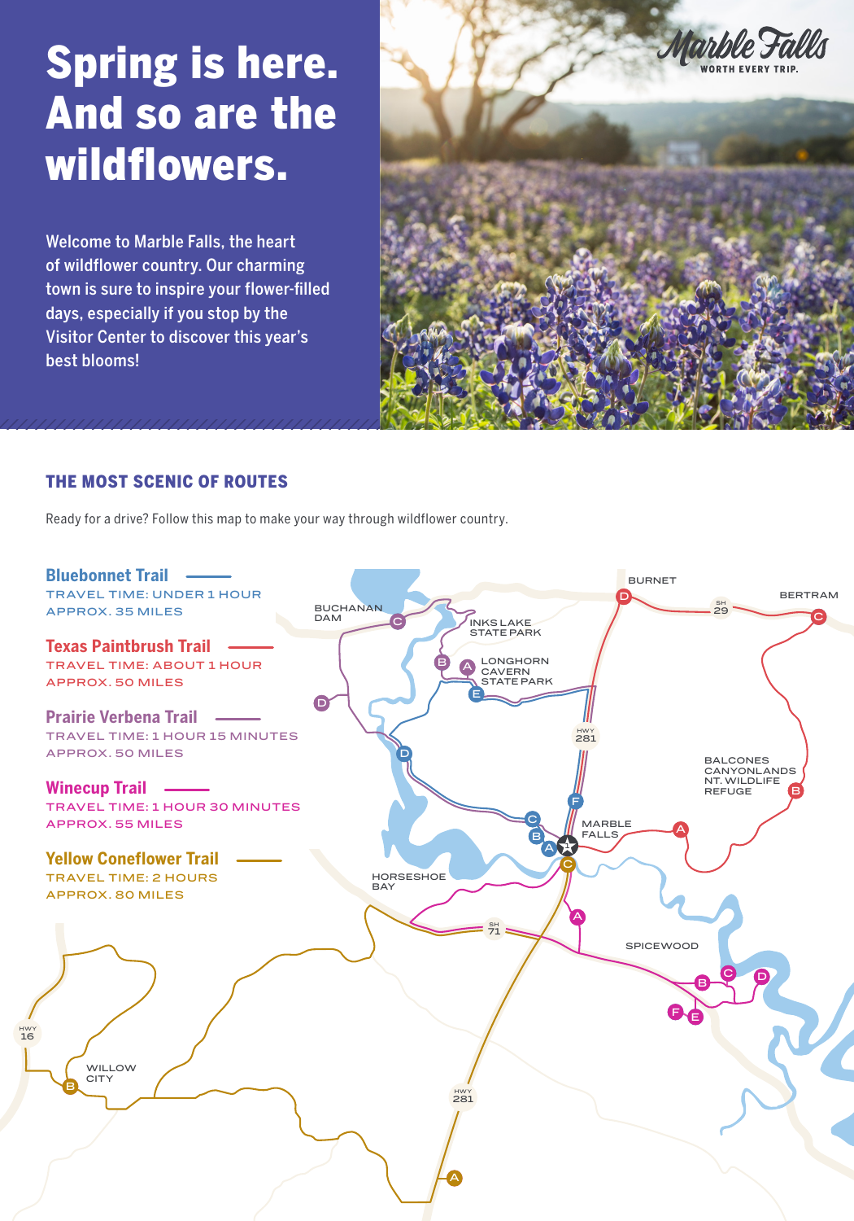# Spring is here. And so are the wildflowers.

Welcome to Marble Falls, the heart of wildflower country. Our charming town is sure to inspire your flower-filled days, especially if you stop by the Visitor Center to discover this year's best blooms!

Marble Falls
WORTH EVERY TRIP.

## THE MOST SCENIC OF ROUTES

Ready for a drive? Follow this map to make your way through wildflower country.

### Bluebonnet Trail

TRAVEL TIME: UNDER 1 HOUR
APPROX. 35 MILES

### Texas Paintbrush Trail

TRAVEL TIME: ABOUT 1 HOUR
APPROX. 50 MILES

### Prairie Verbena Trail

TRAVEL TIME: 1 HOUR 15 MINUTES
APPROX. 50 MILES

### Winecup Trail

TRAVEL TIME: 1 HOUR 30 MINUTES
APPROX. 55 MILES

### Yellow Coneflower Trail

TRAVEL TIME: 2 HOURS
APPROX. 80 MILES

BURNET
BERTRAM
SH 29
BUCHANAN DAM
INKS LAKE STATE PARK
LONGHORN CAVERN STATE PARK
HWY 281
BALCONES CANYONLANDS NT. WILDLIFE REFUGE
MARBLE FALLS
HORSESHOE BAY
SH 71
SPICEWOOD
HWY 16
WILLOW CITY
HWY 281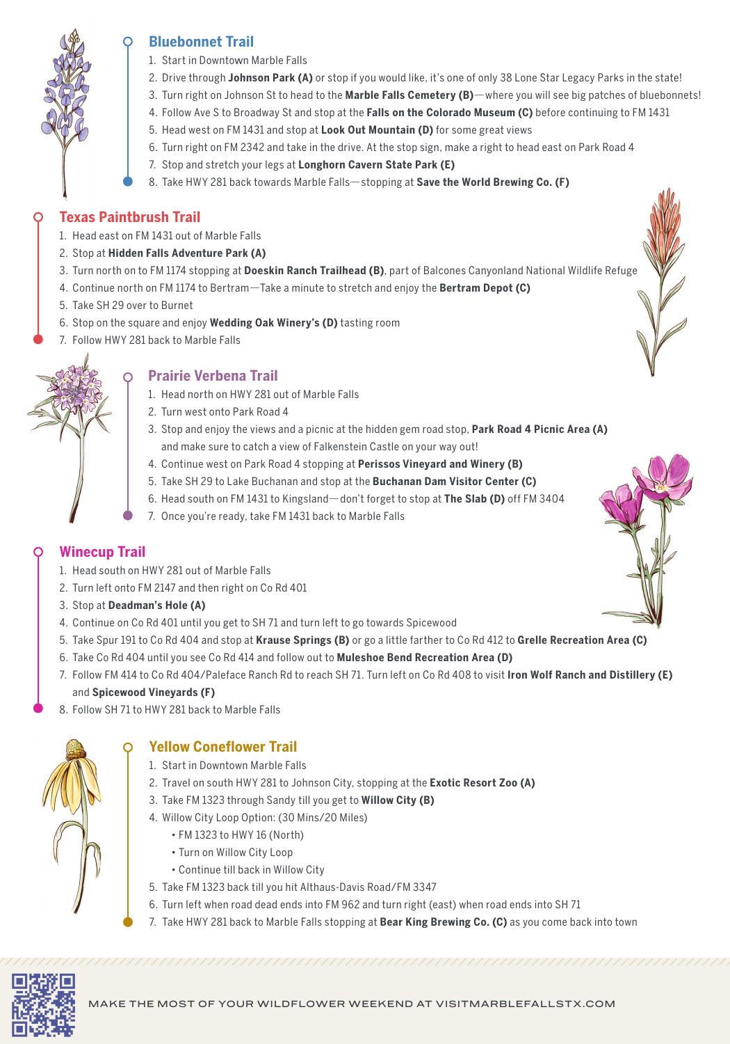## Bluebonnet Trail

1. Start in Downtown Marble Falls
2. Drive through **Johnson Park (A)** or stop if you would like, it's one of only 38 Lone Star Legacy Parks in the state!
3. Turn right on Johnson St to head to the **Marble Falls Cemetery (B)**—where you will see big patches of bluebonnets!
4. Follow Ave S to Broadway St and stop at the **Falls on the Colorado Museum (C)** before continuing to FM 1431
5. Head west on FM 1431 and stop at **Look Out Mountain (D)** for some great views
6. Turn right on FM 2342 and take in the drive. At the stop sign, make a right to head east on Park Road 4
7. Stop and stretch your legs at **Longhorn Cavern State Park (E)**
8. Take HWY 281 back towards Marble Falls—stopping at **Save the World Brewing Co. (F)**

## Texas Paintbrush Trail

1. Head east on FM 1431 out of Marble Falls
2. Stop at **Hidden Falls Adventure Park (A)**
3. Turn north on to FM 1174 stopping at **Doeskin Ranch Trailhead (B)**, part of Balcones Canyonland National Wildlife Refuge
4. Continue north on FM 1174 to Bertram—Take a minute to stretch and enjoy the **Bertram Depot (C)**
5. Take SH 29 over to Burnet
6. Stop on the square and enjoy **Wedding Oak Winery's (D)** tasting room
7. Follow HWY 281 back to Marble Falls

## Prairie Verbena Trail

1. Head north on HWY 281 out of Marble Falls
2. Turn west onto Park Road 4
3. Stop and enjoy the views and a picnic at the hidden gem road stop, **Park Road 4 Picnic Area (A)** and make sure to catch a view of Falkenstein Castle on your way out!
4. Continue west on Park Road 4 stopping at **Perissos Vineyard and Winery (B)**
5. Take SH 29 to Lake Buchanan and stop at the **Buchanan Dam Visitor Center (C)**
6. Head south on FM 1431 to Kingsland—don't forget to stop at **The Slab (D)** off FM 3404
7. Once you're ready, take FM 1431 back to Marble Falls

## Winecup Trail

1. Head south on HWY 281 out of Marble Falls
2. Turn left onto FM 2147 and then right on Co Rd 401
3. Stop at **Deadman's Hole (A)**
4. Continue on Co Rd 401 until you get to SH 71 and turn left to go towards Spicewood
5. Take Spur 191 to Co Rd 404 and stop at **Krause Springs (B)** or go a little farther to Co Rd 412 to **Grelle Recreation Area (C)**
6. Take Co Rd 404 until you see Co Rd 414 and follow out to **Muleshoe Bend Recreation Area (D)**
7. Follow FM 414 to Co Rd 404/Paleface Ranch Rd to reach SH 71. Turn left on Co Rd 408 to visit **Iron Wolf Ranch and Distillery (E)** and **Spicewood Vineyards (F)**
8. Follow SH 71 to HWY 281 back to Marble Falls

## Yellow Coneflower Trail

1. Start in Downtown Marble Falls
2. Travel on south HWY 281 to Johnson City, stopping at the **Exotic Resort Zoo (A)**
3. Take FM 1323 through Sandy till you get to **Willow City (B)**
4. Willow City Loop Option: (30 Mins/20 Miles)
   - FM 1323 to HWY 16 (North)
   - Turn on Willow City Loop
   - Continue till back in Willow City
5. Take FM 1323 back till you hit Althaus-Davis Road/FM 3347
6. Turn left when road dead ends into FM 962 and turn right (east) when road ends into SH 71
7. Take HWY 281 back to Marble Falls stopping at **Bear King Brewing Co. (C)** as you come back into town

MAKE THE MOST OF YOUR WILDFLOWER WEEKEND AT VISITMARBLEFALLSTX.COM